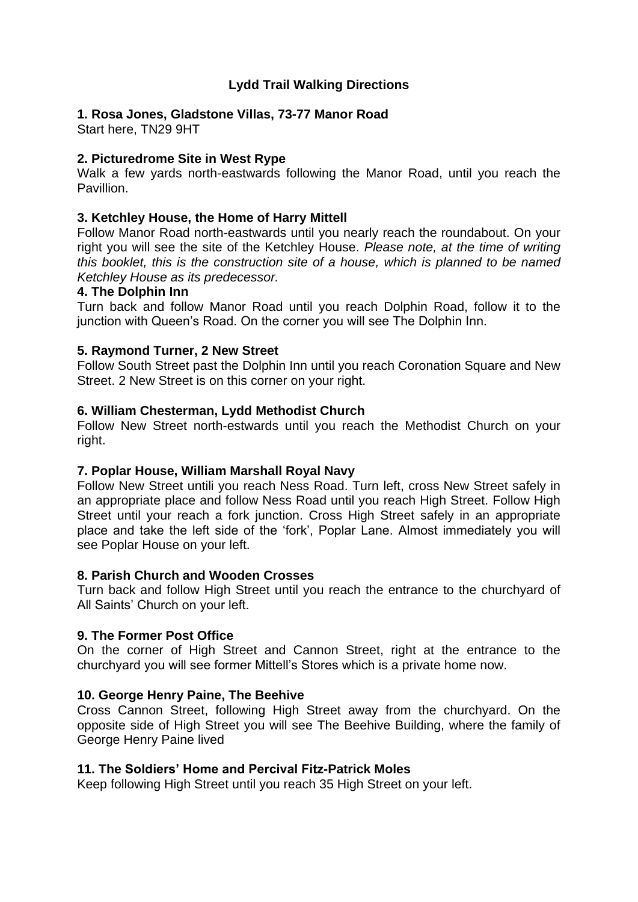# Lydd Trail Walking Directions

**1. Rosa Jones, Gladstone Villas, 73-77 Manor Road**
Start here, TN29 9HT

**2. Picturedrome Site in West Rype**
Walk a few yards north-eastwards following the Manor Road, until you reach the Pavillion.

**3. Ketchley House, the Home of Harry Mittell**
Follow Manor Road north-eastwards until you nearly reach the roundabout. On your right you will see the site of the Ketchley House. *Please note, at the time of writing this booklet, this is the construction site of a house, which is planned to be named Ketchley House as its predecessor.*

**4. The Dolphin Inn**
Turn back and follow Manor Road until you reach Dolphin Road, follow it to the junction with Queen's Road. On the corner you will see The Dolphin Inn.

**5. Raymond Turner, 2 New Street**
Follow South Street past the Dolphin Inn until you reach Coronation Square and New Street. 2 New Street is on this corner on your right.

**6. William Chesterman, Lydd Methodist Church**
Follow New Street north-estwards until you reach the Methodist Church on your right.

**7. Poplar House, William Marshall Royal Navy**
Follow New Street untili you reach Ness Road. Turn left, cross New Street safely in an appropriate place and follow Ness Road until you reach High Street. Follow High Street until your reach a fork junction. Cross High Street safely in an appropriate place and take the left side of the 'fork', Poplar Lane. Almost immediately you will see Poplar House on your left.

**8. Parish Church and Wooden Crosses**
Turn back and follow High Street until you reach the entrance to the churchyard of All Saints' Church on your left.

**9. The Former Post Office**
On the corner of High Street and Cannon Street, right at the entrance to the churchyard you will see former Mittell's Stores which is a private home now.

**10. George Henry Paine, The Beehive**
Cross Cannon Street, following High Street away from the churchyard. On the opposite side of High Street you will see The Beehive Building, where the family of George Henry Paine lived

**11. The Soldiers' Home and Percival Fitz-Patrick Moles**
Keep following High Street until you reach 35 High Street on your left.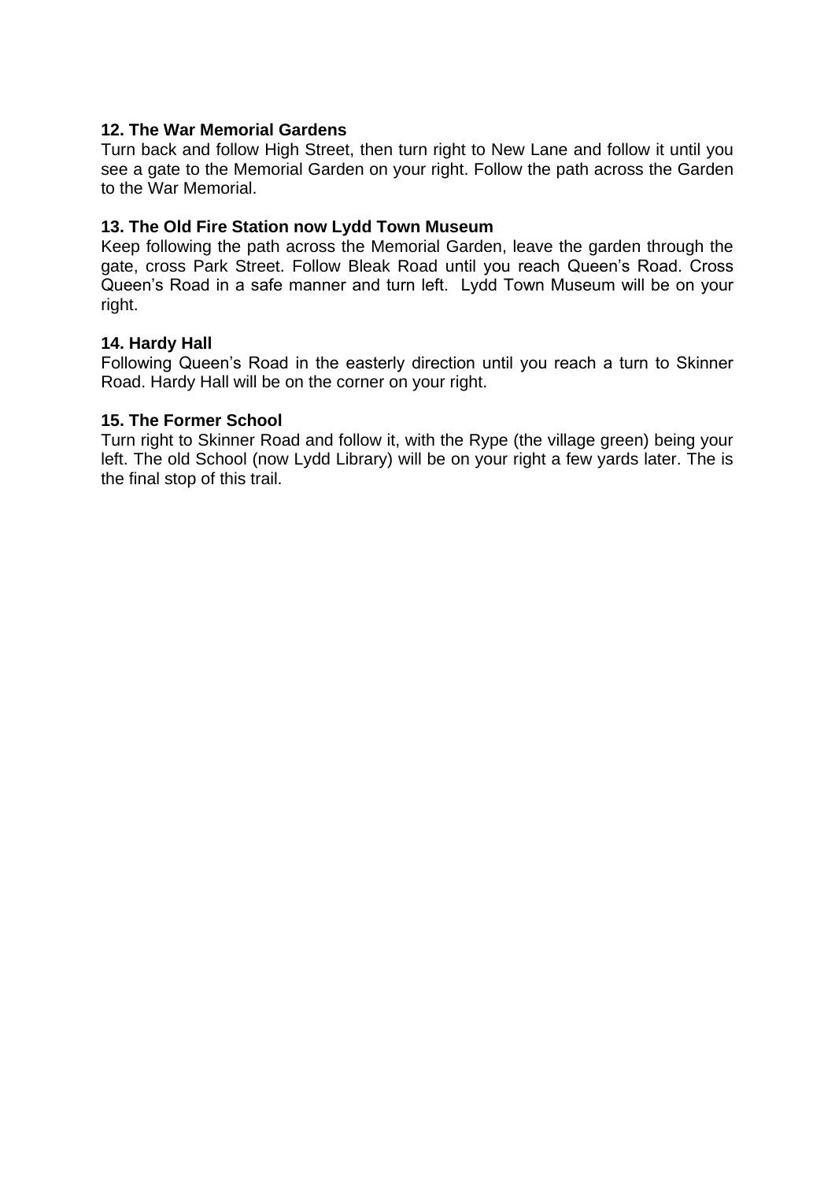**12. The War Memorial Gardens**

Turn back and follow High Street, then turn right to New Lane and follow it until you see a gate to the Memorial Garden on your right. Follow the path across the Garden to the War Memorial.

**13. The Old Fire Station now Lydd Town Museum**

Keep following the path across the Memorial Garden, leave the garden through the gate, cross Park Street. Follow Bleak Road until you reach Queen's Road. Cross Queen's Road in a safe manner and turn left. Lydd Town Museum will be on your right.

**14. Hardy Hall**

Following Queen's Road in the easterly direction until you reach a turn to Skinner Road. Hardy Hall will be on the corner on your right.

**15. The Former School**

Turn right to Skinner Road and follow it, with the Rype (the village green) being your left. The old School (now Lydd Library) will be on your right a few yards later. The is the final stop of this trail.